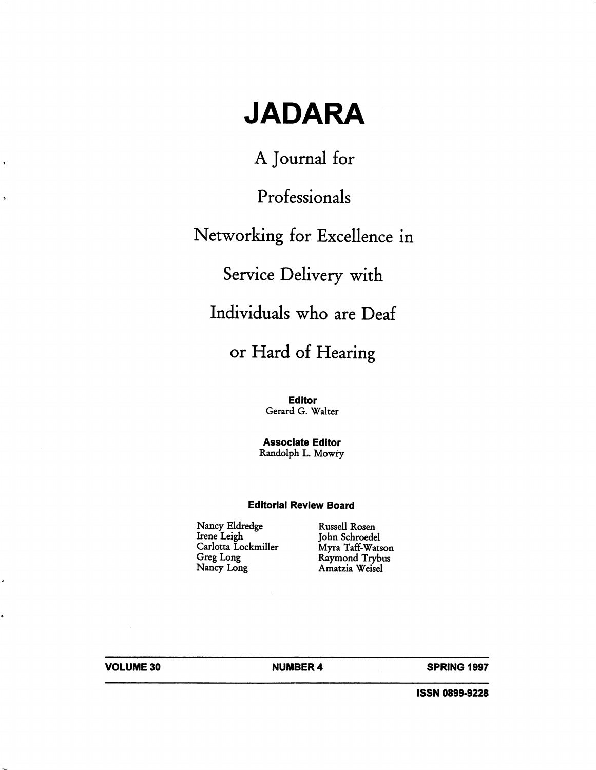# JADARA

## A Journal for Professionals Networking for Excellence in Service Delivery with Individuals who are Deaf or Hard of Hearing

**Editor**
Gerard G. Walter

**Associate Editor**
Randolph L. Mowry

**Editorial Review Board**

Nancy Eldredge
Irene Leigh
Carlotta Lockmiller
Greg Long
Nancy Long
Russell Rosen
John Schroedel
Myra Taff-Watson
Raymond Trybus
Amatzia Weisel

**VOLUME 30** | **NUMBER 4** | **SPRING 1997**

**ISSN 0899-9228**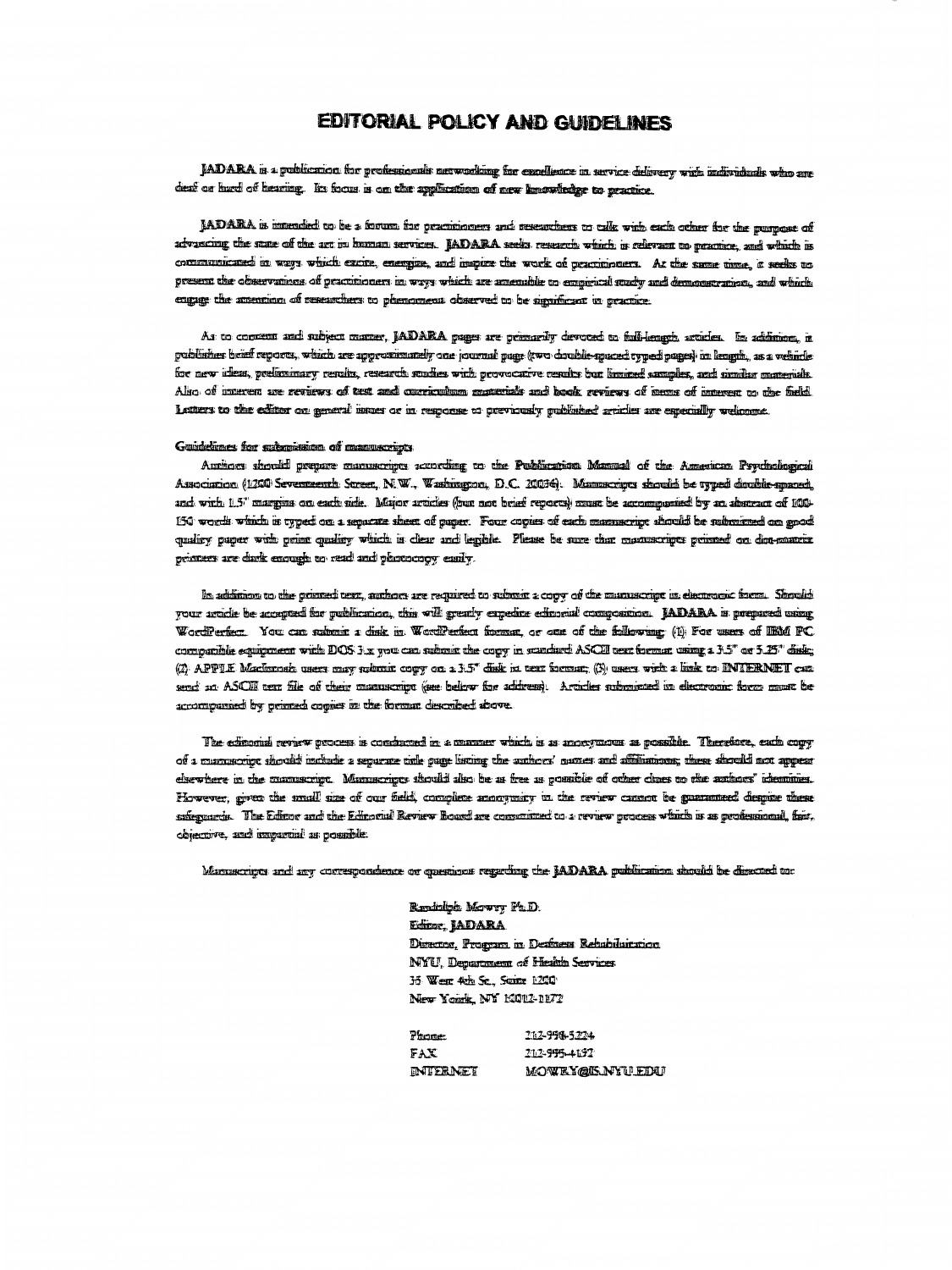# EDITORIAL POLICY AND GUIDELINES

**JADARA** is a publication for professionals networking for excellence in service delivery with individuals who are deaf or hard of hearing. Its focus is on the application of new knowledge to practice.

**JADARA** is intended to be a forum for practitioners and researchers to talk with each other for the purpose of advancing the state of the art in human services. **JADARA** seeks research which is relevant to practice, and which is communicated in ways which excite, energize, and inspire the work of practitioners. At the same time, it seeks to present the observations of practitioners in ways which are amenable to empirical study and demonstration, and which engage the attention of researchers to phenomena observed to be significant in practice.

As to content and subject matter, **JADARA** pages are primarily devoted to full-length articles. In addition, it publishes brief reports, which are approximately one journal page (two double-spaced typed pages) in length, as a vehicle for new ideas, preliminary results, research studies with provocative results but limited samples, and similar materials. Also of interest are reviews of test and curriculum materials and book reviews of items of interest to the field. Letters to the editor on general issues or in response to previously published articles are especially welcome.

Guidelines for submission of manuscripts

Authors should prepare manuscripts according to the **Publication Manual of the American Psychological Association** (1200 Seventeenth Street, N.W., Washington, D.C. 20036). Manuscripts should be typed double-spaced, and with 1.5" margins on each side. Major articles (but not brief reports) must be accompanied by an abstract of 100-150 words which is typed on a separate sheet of paper. Four copies of each manuscript should be submitted on good quality paper with print quality which is clear and legible. Please be sure that manuscripts printed on dot-matrix printers are dark enough to read and photocopy easily.

In addition to the printed text, authors are required to submit a copy of the manuscript in electronic form. Should your article be accepted for publication, this will greatly expedite editorial composition. **JADARA** is prepared using WordPerfect. You can submit a disk in WordPerfect format, or one of the following: (1) For users of IBM PC compatible equipment with DOS 3.x you can submit the copy in standard ASCII text format using a 3.5" or 5.25" disk; (2) APPLE Macintosh users may submit copy on a 3.5" disk in text format; (3) users with a link to INTERNET can send an ASCII text file of their manuscript (see below for address). Articles submitted in electronic form must be accompanied by printed copies in the format described above.

The editorial review process is conducted in a manner which is as anonymous as possible. Therefore, each copy of a manuscript should include a separate title page listing the authors' names and affiliations; these should not appear elsewhere in the manuscript. Manuscripts should also be as free as possible of other clues to the authors' identities. However, given the small size of our field, complete anonymity in the review cannot be guaranteed despite these safeguards. The Editor and the Editorial Review Board are committed to a review process which is as professional, fair, objective, and impartial as possible.

Manuscripts and any correspondence or questions regarding the **JADARA** publication should be directed to:

Randolph Mowry Ph.D.
Editor, **JADARA**
Director, Program in Deafness Rehabilitation
NYU, Department of Health Services
35 West 4th St., Suite 1200
New York, NY 10012-1172

Phone: 212-998-5224
FAX: 212-995-4192
INTERNET: MOWRY@IS.NYU.EDU